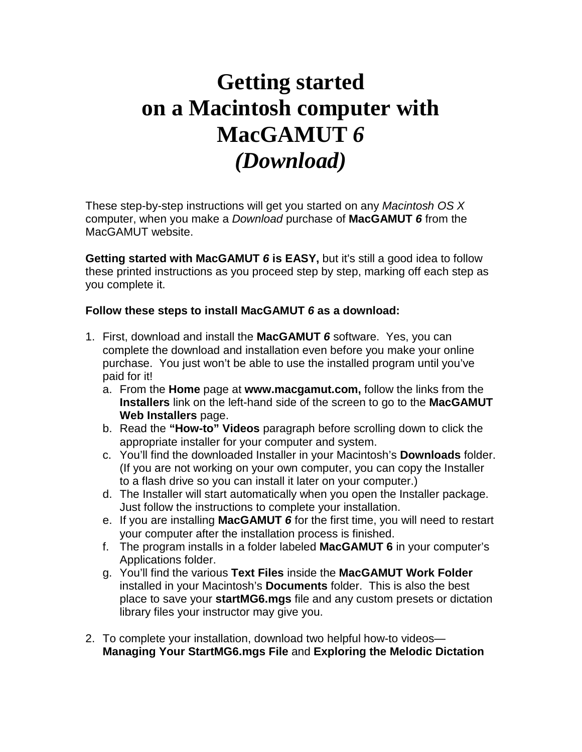# Getting started on a Macintosh computer with MacGAMUT *6* *(Download)*

These step-by-step instructions will get you started on any *Macintosh OS X* computer, when you make a *Download* purchase of **MacGAMUT *6*** from the MacGAMUT website.

**Getting started with MacGAMUT *6* is EASY,** but it's still a good idea to follow these printed instructions as you proceed step by step, marking off each step as you complete it.

**Follow these steps to install MacGAMUT *6* as a download:**

1. First, download and install the **MacGAMUT *6*** software. Yes, you can complete the download and installation even before you make your online purchase. You just won't be able to use the installed program until you've paid for it!
   a. From the **Home** page at **www.macgamut.com,** follow the links from the **Installers** link on the left-hand side of the screen to go to the **MacGAMUT Web Installers** page.
   b. Read the **"How-to" Videos** paragraph before scrolling down to click the appropriate installer for your computer and system.
   c. You'll find the downloaded Installer in your Macintosh's **Downloads** folder. (If you are not working on your own computer, you can copy the Installer to a flash drive so you can install it later on your computer.)
   d. The Installer will start automatically when you open the Installer package. Just follow the instructions to complete your installation.
   e. If you are installing **MacGAMUT *6*** for the first time, you will need to restart your computer after the installation process is finished.
   f. The program installs in a folder labeled **MacGAMUT 6** in your computer's Applications folder.
   g. You'll find the various **Text Files** inside the **MacGAMUT Work Folder** installed in your Macintosh's **Documents** folder. This is also the best place to save your **startMG6.mgs** file and any custom presets or dictation library files your instructor may give you.

2. To complete your installation, download two helpful how-to videos—**Managing Your StartMG6.mgs File** and **Exploring the Melodic Dictation**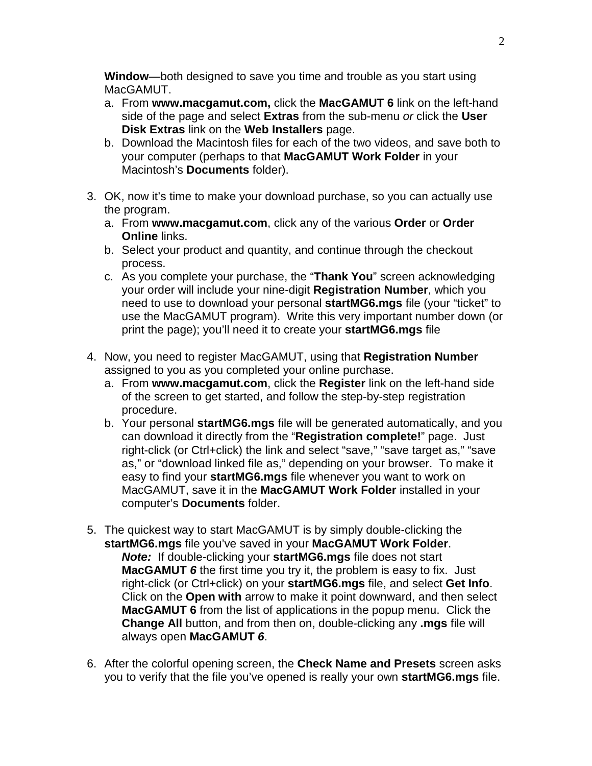**Window**—both designed to save you time and trouble as you start using MacGAMUT.

   a. From **www.macgamut.com,** click the **MacGAMUT 6** link on the left-hand side of the page and select **Extras** from the sub-menu *or* click the **User Disk Extras** link on the **Web Installers** page.
   b. Download the Macintosh files for each of the two videos, and save both to your computer (perhaps to that **MacGAMUT Work Folder** in your Macintosh's **Documents** folder).

3. OK, now it's time to make your download purchase, so you can actually use the program.
   a. From **www.macgamut.com**, click any of the various **Order** or **Order Online** links.
   b. Select your product and quantity, and continue through the checkout process.
   c. As you complete your purchase, the "**Thank You**" screen acknowledging your order will include your nine-digit **Registration Number**, which you need to use to download your personal **startMG6.mgs** file (your "ticket" to use the MacGAMUT program). Write this very important number down (or print the page); you'll need it to create your **startMG6.mgs** file

4. Now, you need to register MacGAMUT, using that **Registration Number** assigned to you as you completed your online purchase.
   a. From **www.macgamut.com**, click the **Register** link on the left-hand side of the screen to get started, and follow the step-by-step registration procedure.
   b. Your personal **startMG6.mgs** file will be generated automatically, and you can download it directly from the "**Registration complete!**" page. Just right-click (or Ctrl+click) the link and select "save," "save target as," "save as," or "download linked file as," depending on your browser. To make it easy to find your **startMG6.mgs** file whenever you want to work on MacGAMUT, save it in the **MacGAMUT Work Folder** installed in your computer's **Documents** folder.

5. The quickest way to start MacGAMUT is by simply double-clicking the **startMG6.mgs** file you've saved in your **MacGAMUT Work Folder**.
   ***Note:*** If double-clicking your **startMG6.mgs** file does not start **MacGAMUT *6*** the first time you try it, the problem is easy to fix. Just right-click (or Ctrl+click) on your **startMG6.mgs** file, and select **Get Info**. Click on the **Open with** arrow to make it point downward, and then select **MacGAMUT 6** from the list of applications in the popup menu. Click the **Change All** button, and from then on, double-clicking any **.mgs** file will always open **MacGAMUT *6***.

6. After the colorful opening screen, the **Check Name and Presets** screen asks you to verify that the file you've opened is really your own **startMG6.mgs** file.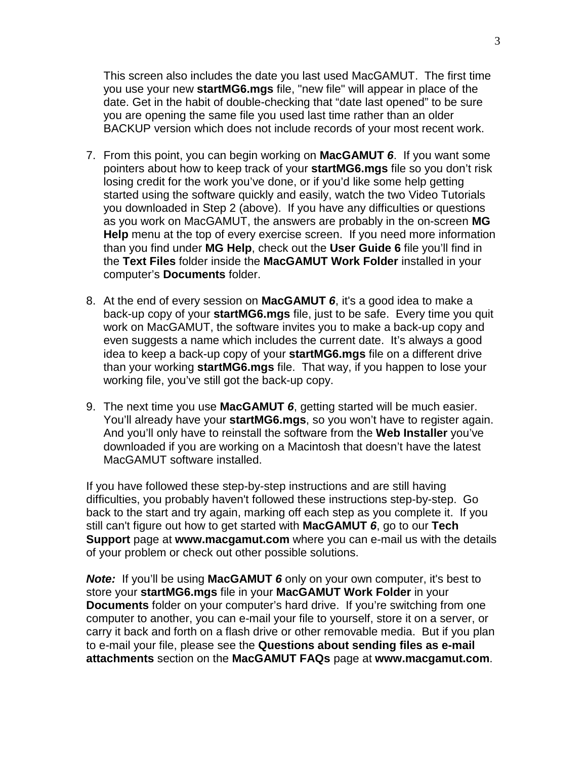This screen also includes the date you last used MacGAMUT. The first time you use your new **startMG6.mgs** file, "new file" will appear in place of the date. Get in the habit of double-checking that "date last opened" to be sure you are opening the same file you used last time rather than an older BACKUP version which does not include records of your most recent work.

7. From this point, you can begin working on **MacGAMUT *6***. If you want some pointers about how to keep track of your **startMG6.mgs** file so you don't risk losing credit for the work you've done, or if you'd like some help getting started using the software quickly and easily, watch the two Video Tutorials you downloaded in Step 2 (above). If you have any difficulties or questions as you work on MacGAMUT, the answers are probably in the on-screen **MG Help** menu at the top of every exercise screen. If you need more information than you find under **MG Help**, check out the **User Guide 6** file you'll find in the **Text Files** folder inside the **MacGAMUT Work Folder** installed in your computer's **Documents** folder.

8. At the end of every session on **MacGAMUT *6***, it's a good idea to make a back-up copy of your **startMG6.mgs** file, just to be safe. Every time you quit work on MacGAMUT, the software invites you to make a back-up copy and even suggests a name which includes the current date. It's always a good idea to keep a back-up copy of your **startMG6.mgs** file on a different drive than your working **startMG6.mgs** file. That way, if you happen to lose your working file, you've still got the back-up copy.

9. The next time you use **MacGAMUT *6***, getting started will be much easier. You'll already have your **startMG6.mgs**, so you won't have to register again. And you'll only have to reinstall the software from the **Web Installer** you've downloaded if you are working on a Macintosh that doesn't have the latest MacGAMUT software installed.

If you have followed these step-by-step instructions and are still having difficulties, you probably haven't followed these instructions step-by-step. Go back to the start and try again, marking off each step as you complete it. If you still can't figure out how to get started with **MacGAMUT *6***, go to our **Tech Support** page at **www.macgamut.com** where you can e-mail us with the details of your problem or check out other possible solutions.

***Note:*** If you'll be using **MacGAMUT *6*** only on your own computer, it's best to store your **startMG6.mgs** file in your **MacGAMUT Work Folder** in your **Documents** folder on your computer's hard drive. If you're switching from one computer to another, you can e-mail your file to yourself, store it on a server, or carry it back and forth on a flash drive or other removable media. But if you plan to e-mail your file, please see the **Questions about sending files as e-mail attachments** section on the **MacGAMUT FAQs** page at **www.macgamut.com**.